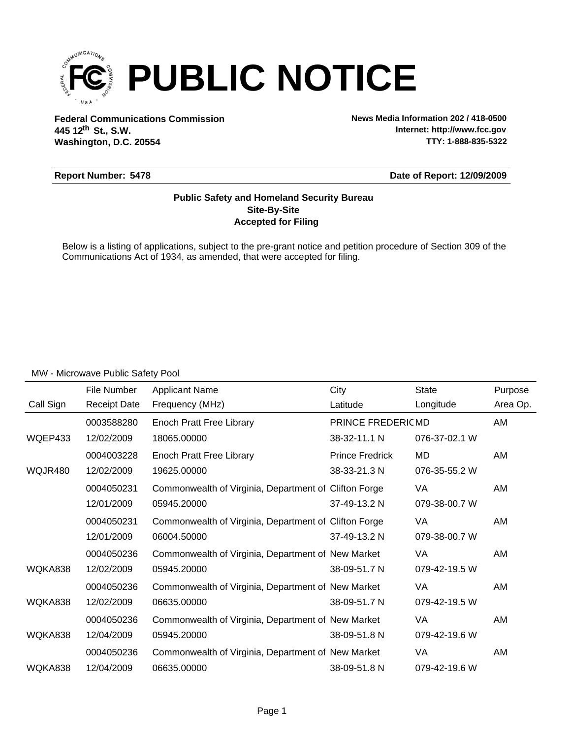# PUBLIC NOTICE

**Federal Communications Commission**
**445 12th St., S.W.**
**Washington, D.C. 20554**

**News Media Information 202 / 418-0500**
**Internet: http://www.fcc.gov**
**TTY: 1-888-835-5322**

**Report Number: 5478** | **Date of Report: 12/09/2009**

**Public Safety and Homeland Security Bureau**
**Site-By-Site**
**Accepted for Filing**

Below is a listing of applications, subject to the pre-grant notice and petition procedure of Section 309 of the Communications Act of 1934, as amended, that were accepted for filing.

MW - Microwave Public Safety Pool

| Call Sign | File Number / Receipt Date | Applicant Name / Frequency (MHz) | City / Latitude | State / Longitude | Purpose / Area Op. |
|---|---|---|---|---|---|
| | 0003588280 | Enoch Pratt Free Library | PRINCE FREDERIC | MD | AM |
| WQEP433 | 12/02/2009 | 18065.00000 | 38-32-11.1 N | 076-37-02.1 W | |
| | 0004003228 | Enoch Pratt Free Library | Prince Fredrick | MD | AM |
| WQJR480 | 12/02/2009 | 19625.00000 | 38-33-21.3 N | 076-35-55.2 W | |
| | 0004050231 | Commonwealth of Virginia, Department of | Clifton Forge | VA | AM |
| | 12/01/2009 | 05945.20000 | 37-49-13.2 N | 079-38-00.7 W | |
| | 0004050231 | Commonwealth of Virginia, Department of | Clifton Forge | VA | AM |
| | 12/01/2009 | 06004.50000 | 37-49-13.2 N | 079-38-00.7 W | |
| | 0004050236 | Commonwealth of Virginia, Department of | New Market | VA | AM |
| WQKA838 | 12/02/2009 | 05945.20000 | 38-09-51.7 N | 079-42-19.5 W | |
| | 0004050236 | Commonwealth of Virginia, Department of | New Market | VA | AM |
| WQKA838 | 12/02/2009 | 06635.00000 | 38-09-51.7 N | 079-42-19.5 W | |
| | 0004050236 | Commonwealth of Virginia, Department of | New Market | VA | AM |
| WQKA838 | 12/04/2009 | 05945.20000 | 38-09-51.8 N | 079-42-19.6 W | |
| | 0004050236 | Commonwealth of Virginia, Department of | New Market | VA | AM |
| WQKA838 | 12/04/2009 | 06635.00000 | 38-09-51.8 N | 079-42-19.6 W | |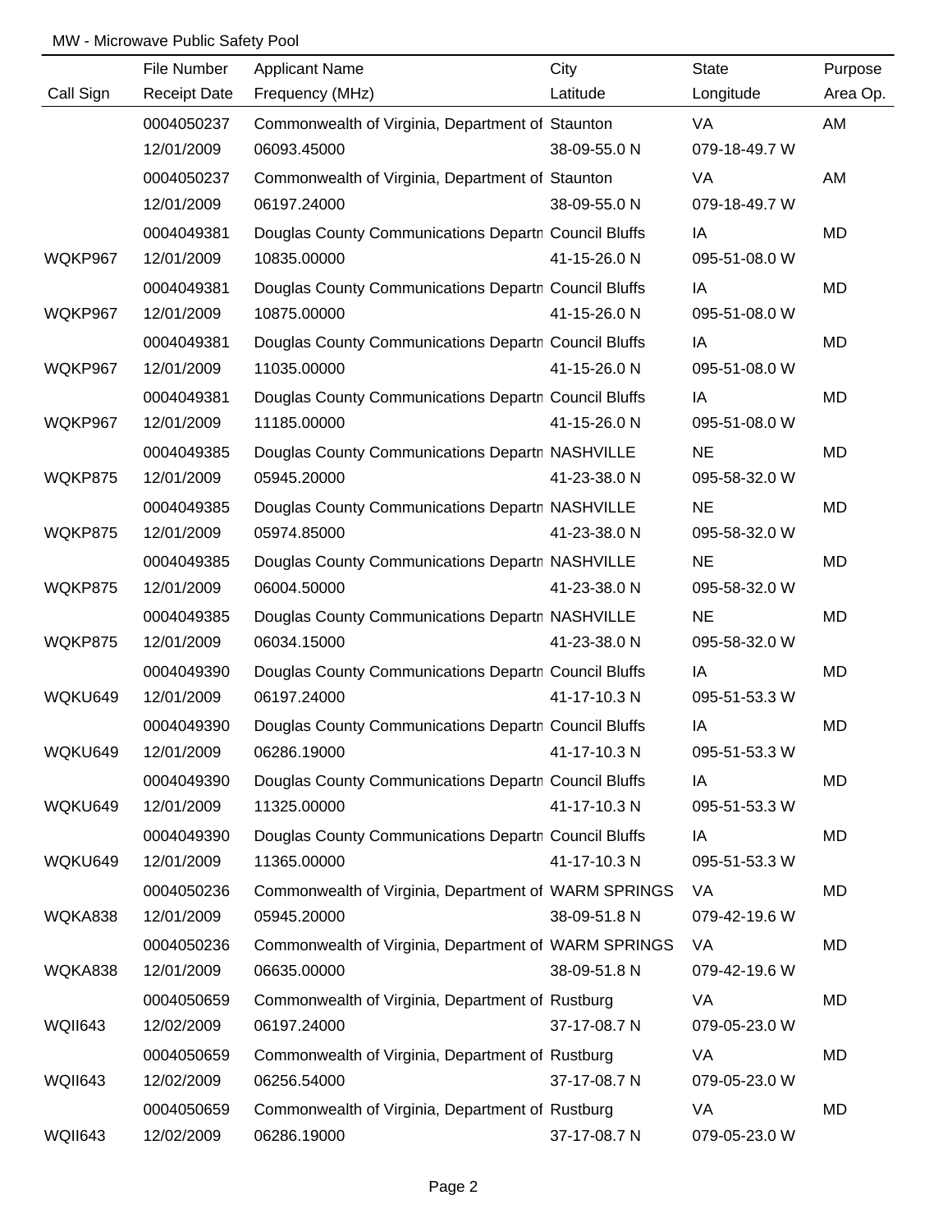MW - Microwave Public Safety Pool

| Call Sign | File Number<br>Receipt Date | Applicant Name<br>Frequency (MHz) | City<br>Latitude | State<br>Longitude | Purpose<br>Area Op. |
|---|---|---|---|---|---|
| | 0004050237<br>12/01/2009 | Commonwealth of Virginia, Department of<br>06093.45000 | Staunton<br>38-09-55.0 N | VA<br>079-18-49.7 W | AM |
| | 0004050237<br>12/01/2009 | Commonwealth of Virginia, Department of<br>06197.24000 | Staunton<br>38-09-55.0 N | VA<br>079-18-49.7 W | AM |
| WQKP967 | 0004049381<br>12/01/2009 | Douglas County Communications Departm<br>10835.00000 | Council Bluffs<br>41-15-26.0 N | IA<br>095-51-08.0 W | MD |
| WQKP967 | 0004049381<br>12/01/2009 | Douglas County Communications Departm<br>10875.00000 | Council Bluffs<br>41-15-26.0 N | IA<br>095-51-08.0 W | MD |
| WQKP967 | 0004049381<br>12/01/2009 | Douglas County Communications Departm<br>11035.00000 | Council Bluffs<br>41-15-26.0 N | IA<br>095-51-08.0 W | MD |
| WQKP967 | 0004049381<br>12/01/2009 | Douglas County Communications Departm<br>11185.00000 | Council Bluffs<br>41-15-26.0 N | IA<br>095-51-08.0 W | MD |
| WQKP875 | 0004049385<br>12/01/2009 | Douglas County Communications Departm<br>05945.20000 | NASHVILLE<br>41-23-38.0 N | NE<br>095-58-32.0 W | MD |
| WQKP875 | 0004049385<br>12/01/2009 | Douglas County Communications Departm<br>05974.85000 | NASHVILLE<br>41-23-38.0 N | NE<br>095-58-32.0 W | MD |
| WQKP875 | 0004049385<br>12/01/2009 | Douglas County Communications Departm<br>06004.50000 | NASHVILLE<br>41-23-38.0 N | NE<br>095-58-32.0 W | MD |
| WQKP875 | 0004049385<br>12/01/2009 | Douglas County Communications Departm<br>06034.15000 | NASHVILLE<br>41-23-38.0 N | NE<br>095-58-32.0 W | MD |
| WQKU649 | 0004049390<br>12/01/2009 | Douglas County Communications Departm<br>06197.24000 | Council Bluffs<br>41-17-10.3 N | IA<br>095-51-53.3 W | MD |
| WQKU649 | 0004049390<br>12/01/2009 | Douglas County Communications Departm<br>06286.19000 | Council Bluffs<br>41-17-10.3 N | IA<br>095-51-53.3 W | MD |
| WQKU649 | 0004049390<br>12/01/2009 | Douglas County Communications Departm<br>11325.00000 | Council Bluffs<br>41-17-10.3 N | IA<br>095-51-53.3 W | MD |
| WQKU649 | 0004049390<br>12/01/2009 | Douglas County Communications Departm<br>11365.00000 | Council Bluffs<br>41-17-10.3 N | IA<br>095-51-53.3 W | MD |
| WQKA838 | 0004050236<br>12/01/2009 | Commonwealth of Virginia, Department of<br>05945.20000 | WARM SPRINGS<br>38-09-51.8 N | VA<br>079-42-19.6 W | MD |
| WQKA838 | 0004050236<br>12/01/2009 | Commonwealth of Virginia, Department of<br>06635.00000 | WARM SPRINGS<br>38-09-51.8 N | VA<br>079-42-19.6 W | MD |
| WQII643 | 0004050659<br>12/02/2009 | Commonwealth of Virginia, Department of<br>06197.24000 | Rustburg<br>37-17-08.7 N | VA<br>079-05-23.0 W | MD |
| WQII643 | 0004050659<br>12/02/2009 | Commonwealth of Virginia, Department of<br>06256.54000 | Rustburg<br>37-17-08.7 N | VA<br>079-05-23.0 W | MD |
| WQII643 | 0004050659<br>12/02/2009 | Commonwealth of Virginia, Department of<br>06286.19000 | Rustburg<br>37-17-08.7 N | VA<br>079-05-23.0 W | MD |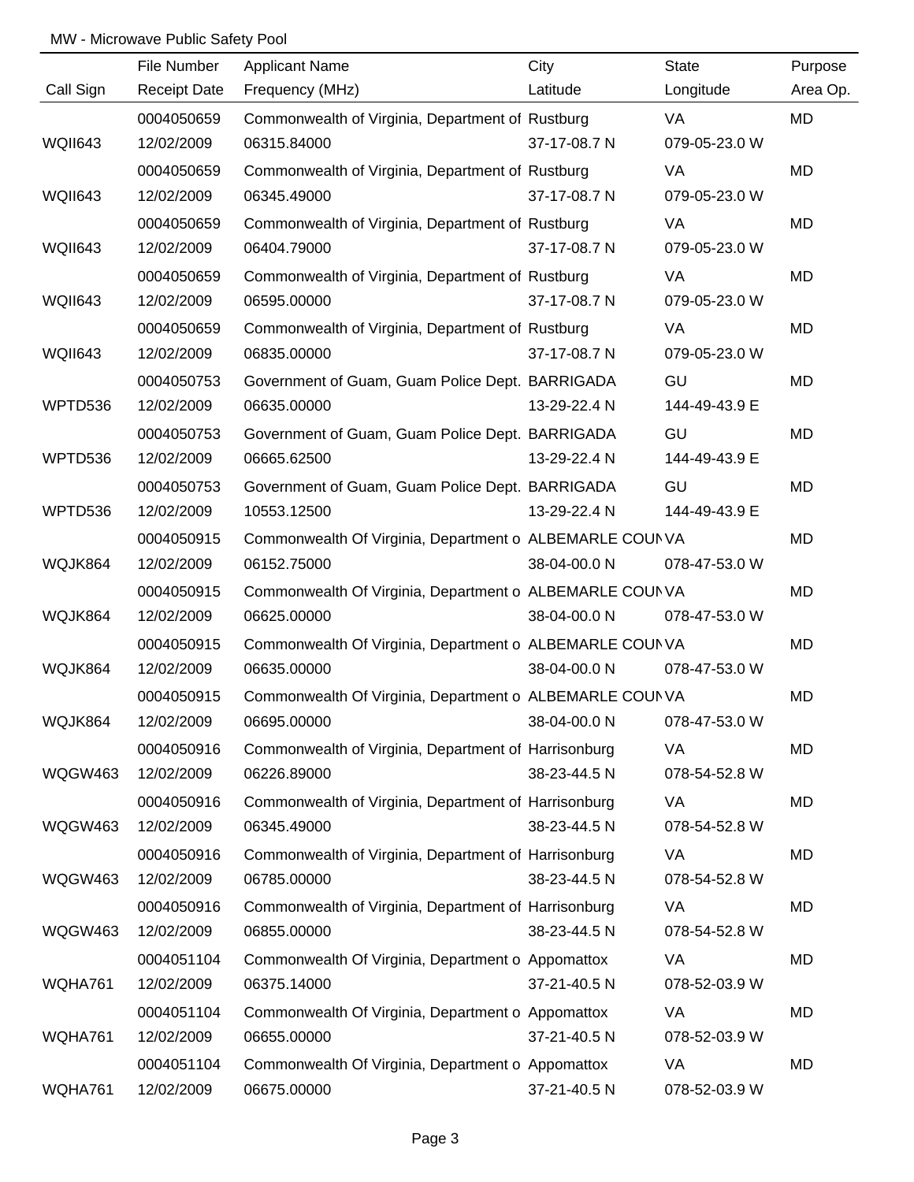MW - Microwave Public Safety Pool

| Call Sign | File Number<br>Receipt Date | Applicant Name<br>Frequency (MHz) | City<br>Latitude | State<br>Longitude | Purpose<br>Area Op. |
|---|---|---|---|---|---|
| WQII643 | 0004050659<br>12/02/2009 | Commonwealth of Virginia, Department of<br>06315.84000 | Rustburg<br>37-17-08.7 N | VA<br>079-05-23.0 W | MD |
| WQII643 | 0004050659<br>12/02/2009 | Commonwealth of Virginia, Department of<br>06345.49000 | Rustburg<br>37-17-08.7 N | VA<br>079-05-23.0 W | MD |
| WQII643 | 0004050659<br>12/02/2009 | Commonwealth of Virginia, Department of<br>06404.79000 | Rustburg<br>37-17-08.7 N | VA<br>079-05-23.0 W | MD |
| WQII643 | 0004050659<br>12/02/2009 | Commonwealth of Virginia, Department of<br>06595.00000 | Rustburg<br>37-17-08.7 N | VA<br>079-05-23.0 W | MD |
| WQII643 | 0004050659<br>12/02/2009 | Commonwealth of Virginia, Department of<br>06835.00000 | Rustburg<br>37-17-08.7 N | VA<br>079-05-23.0 W | MD |
| WPTD536 | 0004050753<br>12/02/2009 | Government of Guam, Guam Police Dept.<br>06635.00000 | BARRIGADA<br>13-29-22.4 N | GU<br>144-49-43.9 E | MD |
| WPTD536 | 0004050753<br>12/02/2009 | Government of Guam, Guam Police Dept.<br>06665.62500 | BARRIGADA<br>13-29-22.4 N | GU<br>144-49-43.9 E | MD |
| WPTD536 | 0004050753<br>12/02/2009 | Government of Guam, Guam Police Dept.<br>10553.12500 | BARRIGADA<br>13-29-22.4 N | GU<br>144-49-43.9 E | MD |
| WQJK864 | 0004050915<br>12/02/2009 | Commonwealth Of Virginia, Department o<br>06152.75000 | ALBEMARLE COUN<br>38-04-00.0 N | VA<br>078-47-53.0 W | MD |
| WQJK864 | 0004050915<br>12/02/2009 | Commonwealth Of Virginia, Department o<br>06625.00000 | ALBEMARLE COUN<br>38-04-00.0 N | VA<br>078-47-53.0 W | MD |
| WQJK864 | 0004050915<br>12/02/2009 | Commonwealth Of Virginia, Department o<br>06635.00000 | ALBEMARLE COUN<br>38-04-00.0 N | VA<br>078-47-53.0 W | MD |
| WQJK864 | 0004050915<br>12/02/2009 | Commonwealth Of Virginia, Department o<br>06695.00000 | ALBEMARLE COUN<br>38-04-00.0 N | VA<br>078-47-53.0 W | MD |
| WQGW463 | 0004050916<br>12/02/2009 | Commonwealth of Virginia, Department of<br>06226.89000 | Harrisonburg<br>38-23-44.5 N | VA<br>078-54-52.8 W | MD |
| WQGW463 | 0004050916<br>12/02/2009 | Commonwealth of Virginia, Department of<br>06345.49000 | Harrisonburg<br>38-23-44.5 N | VA<br>078-54-52.8 W | MD |
| WQGW463 | 0004050916<br>12/02/2009 | Commonwealth of Virginia, Department of<br>06785.00000 | Harrisonburg<br>38-23-44.5 N | VA<br>078-54-52.8 W | MD |
| WQGW463 | 0004050916<br>12/02/2009 | Commonwealth of Virginia, Department of<br>06855.00000 | Harrisonburg<br>38-23-44.5 N | VA<br>078-54-52.8 W | MD |
| WQHA761 | 0004051104<br>12/02/2009 | Commonwealth Of Virginia, Department o<br>06375.14000 | Appomattox<br>37-21-40.5 N | VA<br>078-52-03.9 W | MD |
| WQHA761 | 0004051104<br>12/02/2009 | Commonwealth Of Virginia, Department o<br>06655.00000 | Appomattox<br>37-21-40.5 N | VA<br>078-52-03.9 W | MD |
| WQHA761 | 0004051104<br>12/02/2009 | Commonwealth Of Virginia, Department o<br>06675.00000 | Appomattox<br>37-21-40.5 N | VA<br>078-52-03.9 W | MD |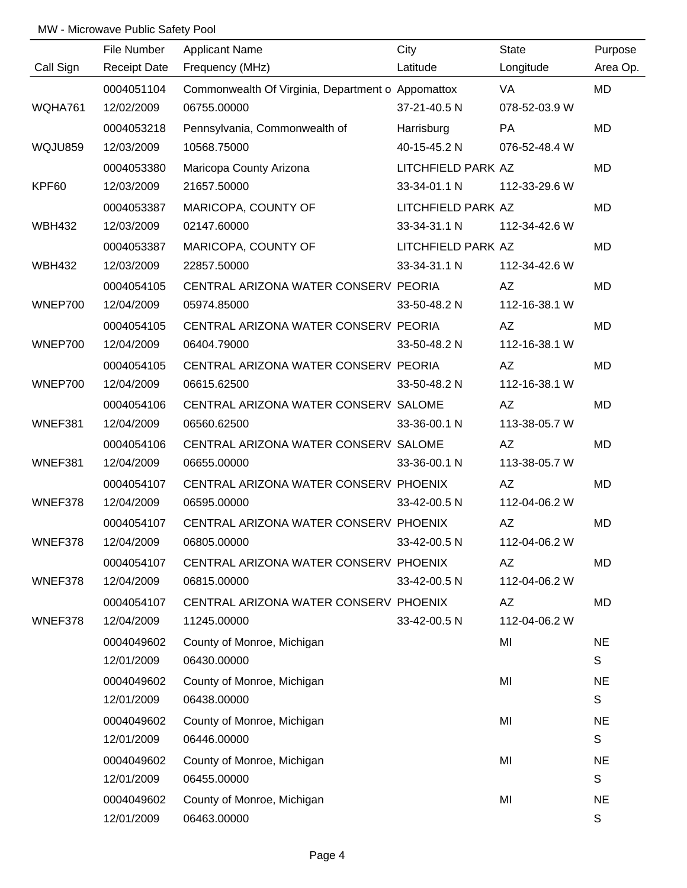MW - Microwave Public Safety Pool

| Call Sign | File Number<br>Receipt Date | Applicant Name<br>Frequency (MHz) | City<br>Latitude | State<br>Longitude | Purpose<br>Area Op. |
|---|---|---|---|---|---|
| WQHA761 | 0004051104<br>12/02/2009 | Commonwealth Of Virginia, Department o<br>06755.00000 | Appomattox<br>37-21-40.5 N | VA<br>078-52-03.9 W | MD |
| WQJU859 | 0004053218<br>12/03/2009 | Pennsylvania, Commonwealth of<br>10568.75000 | Harrisburg<br>40-15-45.2 N | PA<br>076-52-48.4 W | MD |
| KPF60 | 0004053380<br>12/03/2009 | Maricopa County Arizona<br>21657.50000 | LITCHFIELD PARK<br>33-34-01.1 N | AZ<br>112-33-29.6 W | MD |
| WBH432 | 0004053387<br>12/03/2009 | MARICOPA, COUNTY OF<br>02147.60000 | LITCHFIELD PARK<br>33-34-31.1 N | AZ<br>112-34-42.6 W | MD |
| WBH432 | 0004053387<br>12/03/2009 | MARICOPA, COUNTY OF<br>22857.50000 | LITCHFIELD PARK<br>33-34-31.1 N | AZ<br>112-34-42.6 W | MD |
| WNEP700 | 0004054105<br>12/04/2009 | CENTRAL ARIZONA WATER CONSERV<br>05974.85000 | PEORIA<br>33-50-48.2 N | AZ<br>112-16-38.1 W | MD |
| WNEP700 | 0004054105<br>12/04/2009 | CENTRAL ARIZONA WATER CONSERV<br>06404.79000 | PEORIA<br>33-50-48.2 N | AZ<br>112-16-38.1 W | MD |
| WNEP700 | 0004054105<br>12/04/2009 | CENTRAL ARIZONA WATER CONSERV<br>06615.62500 | PEORIA<br>33-50-48.2 N | AZ<br>112-16-38.1 W | MD |
| WNEF381 | 0004054106<br>12/04/2009 | CENTRAL ARIZONA WATER CONSERV<br>06560.62500 | SALOME<br>33-36-00.1 N | AZ<br>113-38-05.7 W | MD |
| WNEF381 | 0004054106<br>12/04/2009 | CENTRAL ARIZONA WATER CONSERV<br>06655.00000 | SALOME<br>33-36-00.1 N | AZ<br>113-38-05.7 W | MD |
| WNEF378 | 0004054107<br>12/04/2009 | CENTRAL ARIZONA WATER CONSERV<br>06595.00000 | PHOENIX<br>33-42-00.5 N | AZ<br>112-04-06.2 W | MD |
| WNEF378 | 0004054107<br>12/04/2009 | CENTRAL ARIZONA WATER CONSERV<br>06805.00000 | PHOENIX<br>33-42-00.5 N | AZ<br>112-04-06.2 W | MD |
| WNEF378 | 0004054107<br>12/04/2009 | CENTRAL ARIZONA WATER CONSERV<br>06815.00000 | PHOENIX<br>33-42-00.5 N | AZ<br>112-04-06.2 W | MD |
| WNEF378 | 0004054107<br>12/04/2009 | CENTRAL ARIZONA WATER CONSERV<br>11245.00000 | PHOENIX<br>33-42-00.5 N | AZ<br>112-04-06.2 W | MD |
| | 0004049602<br>12/01/2009 | County of Monroe, Michigan<br>06430.00000 | | MI | NE<br>S |
| | 0004049602<br>12/01/2009 | County of Monroe, Michigan<br>06438.00000 | | MI | NE<br>S |
| | 0004049602<br>12/01/2009 | County of Monroe, Michigan<br>06446.00000 | | MI | NE<br>S |
| | 0004049602<br>12/01/2009 | County of Monroe, Michigan<br>06455.00000 | | MI | NE<br>S |
| | 0004049602<br>12/01/2009 | County of Monroe, Michigan<br>06463.00000 | | MI | NE<br>S |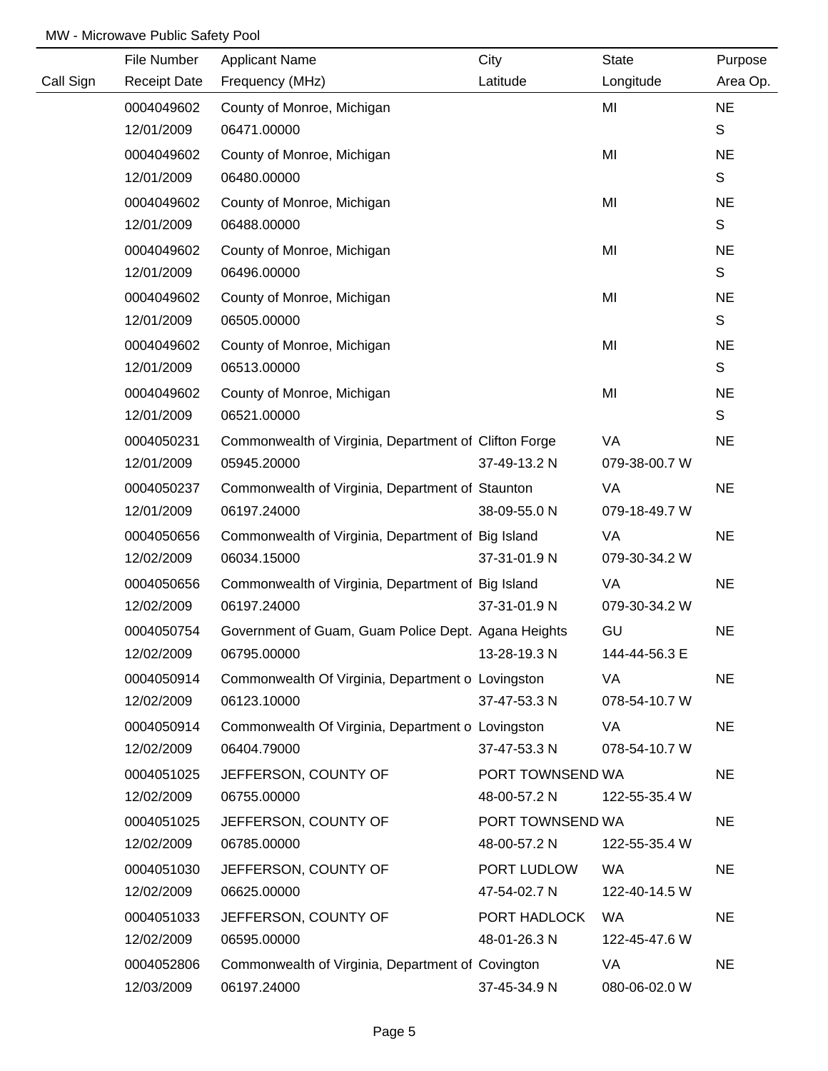MW - Microwave Public Safety Pool

| Call Sign | File Number<br>Receipt Date | Applicant Name<br>Frequency (MHz) | City<br>Latitude | State<br>Longitude | Purpose<br>Area Op. |
|---|---|---|---|---|---|
| | 0004049602<br>12/01/2009 | County of Monroe, Michigan<br>06471.00000 | | MI | NE<br>S |
| | 0004049602<br>12/01/2009 | County of Monroe, Michigan<br>06480.00000 | | MI | NE<br>S |
| | 0004049602<br>12/01/2009 | County of Monroe, Michigan<br>06488.00000 | | MI | NE<br>S |
| | 0004049602<br>12/01/2009 | County of Monroe, Michigan<br>06496.00000 | | MI | NE<br>S |
| | 0004049602<br>12/01/2009 | County of Monroe, Michigan<br>06505.00000 | | MI | NE<br>S |
| | 0004049602<br>12/01/2009 | County of Monroe, Michigan<br>06513.00000 | | MI | NE<br>S |
| | 0004049602<br>12/01/2009 | County of Monroe, Michigan<br>06521.00000 | | MI | NE<br>S |
| | 0004050231<br>12/01/2009 | Commonwealth of Virginia, Department of<br>05945.20000 | Clifton Forge<br>37-49-13.2 N | VA<br>079-38-00.7 W | NE |
| | 0004050237<br>12/01/2009 | Commonwealth of Virginia, Department of<br>06197.24000 | Staunton<br>38-09-55.0 N | VA<br>079-18-49.7 W | NE |
| | 0004050656<br>12/02/2009 | Commonwealth of Virginia, Department of<br>06034.15000 | Big Island<br>37-31-01.9 N | VA<br>079-30-34.2 W | NE |
| | 0004050656<br>12/02/2009 | Commonwealth of Virginia, Department of<br>06197.24000 | Big Island<br>37-31-01.9 N | VA<br>079-30-34.2 W | NE |
| | 0004050754<br>12/02/2009 | Government of Guam, Guam Police Dept.<br>06795.00000 | Agana Heights<br>13-28-19.3 N | GU<br>144-44-56.3 E | NE |
| | 0004050914<br>12/02/2009 | Commonwealth Of Virginia, Department o<br>06123.10000 | Lovingston<br>37-47-53.3 N | VA<br>078-54-10.7 W | NE |
| | 0004050914<br>12/02/2009 | Commonwealth Of Virginia, Department o<br>06404.79000 | Lovingston<br>37-47-53.3 N | VA<br>078-54-10.7 W | NE |
| | 0004051025<br>12/02/2009 | JEFFERSON, COUNTY OF<br>06755.00000 | PORT TOWNSEND<br>48-00-57.2 N | WA<br>122-55-35.4 W | NE |
| | 0004051025<br>12/02/2009 | JEFFERSON, COUNTY OF<br>06785.00000 | PORT TOWNSEND<br>48-00-57.2 N | WA<br>122-55-35.4 W | NE |
| | 0004051030<br>12/02/2009 | JEFFERSON, COUNTY OF<br>06625.00000 | PORT LUDLOW<br>47-54-02.7 N | WA<br>122-40-14.5 W | NE |
| | 0004051033<br>12/02/2009 | JEFFERSON, COUNTY OF<br>06595.00000 | PORT HADLOCK<br>48-01-26.3 N | WA<br>122-45-47.6 W | NE |
| | 0004052806<br>12/03/2009 | Commonwealth of Virginia, Department of<br>06197.24000 | Covington<br>37-45-34.9 N | VA<br>080-06-02.0 W | NE |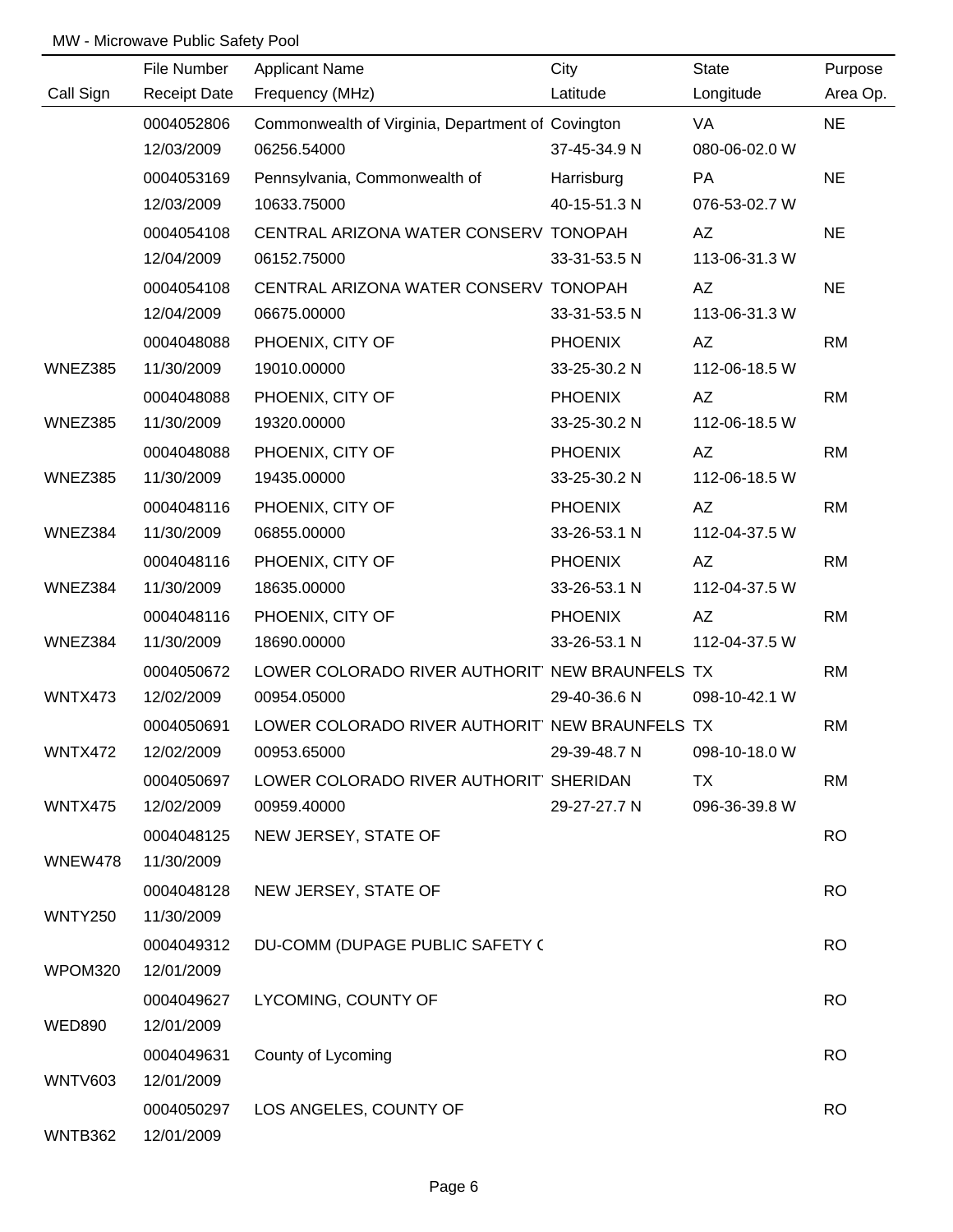MW - Microwave Public Safety Pool

| Call Sign | File Number / Receipt Date | Applicant Name / Frequency (MHz) | City / Latitude | State / Longitude | Purpose / Area Op. |
|---|---|---|---|---|---|
| | 0004052806 | Commonwealth of Virginia, Department of | Covington | VA | NE |
| | 12/03/2009 | 06256.54000 | 37-45-34.9 N | 080-06-02.0 W | |
| | 0004053169 | Pennsylvania, Commonwealth of | Harrisburg | PA | NE |
| | 12/03/2009 | 10633.75000 | 40-15-51.3 N | 076-53-02.7 W | |
| | 0004054108 | CENTRAL ARIZONA WATER CONSERV | TONOPAH | AZ | NE |
| | 12/04/2009 | 06152.75000 | 33-31-53.5 N | 113-06-31.3 W | |
| | 0004054108 | CENTRAL ARIZONA WATER CONSERV | TONOPAH | AZ | NE |
| | 12/04/2009 | 06675.00000 | 33-31-53.5 N | 113-06-31.3 W | |
| | 0004048088 | PHOENIX, CITY OF | PHOENIX | AZ | RM |
| WNEZ385 | 11/30/2009 | 19010.00000 | 33-25-30.2 N | 112-06-18.5 W | |
| | 0004048088 | PHOENIX, CITY OF | PHOENIX | AZ | RM |
| WNEZ385 | 11/30/2009 | 19320.00000 | 33-25-30.2 N | 112-06-18.5 W | |
| | 0004048088 | PHOENIX, CITY OF | PHOENIX | AZ | RM |
| WNEZ385 | 11/30/2009 | 19435.00000 | 33-25-30.2 N | 112-06-18.5 W | |
| | 0004048116 | PHOENIX, CITY OF | PHOENIX | AZ | RM |
| WNEZ384 | 11/30/2009 | 06855.00000 | 33-26-53.1 N | 112-04-37.5 W | |
| | 0004048116 | PHOENIX, CITY OF | PHOENIX | AZ | RM |
| WNEZ384 | 11/30/2009 | 18635.00000 | 33-26-53.1 N | 112-04-37.5 W | |
| | 0004048116 | PHOENIX, CITY OF | PHOENIX | AZ | RM |
| WNEZ384 | 11/30/2009 | 18690.00000 | 33-26-53.1 N | 112-04-37.5 W | |
| | 0004050672 | LOWER COLORADO RIVER AUTHORIT | NEW BRAUNFELS | TX | RM |
| WNTX473 | 12/02/2009 | 00954.05000 | 29-40-36.6 N | 098-10-42.1 W | |
| | 0004050691 | LOWER COLORADO RIVER AUTHORIT | NEW BRAUNFELS | TX | RM |
| WNTX472 | 12/02/2009 | 00953.65000 | 29-39-48.7 N | 098-10-18.0 W | |
| | 0004050697 | LOWER COLORADO RIVER AUTHORIT | SHERIDAN | TX | RM |
| WNTX475 | 12/02/2009 | 00959.40000 | 29-27-27.7 N | 096-36-39.8 W | |
| | 0004048125 | NEW JERSEY, STATE OF | | | RO |
| WNEW478 | 11/30/2009 | | | | |
| | 0004048128 | NEW JERSEY, STATE OF | | | RO |
| WNTY250 | 11/30/2009 | | | | |
| | 0004049312 | DU-COMM (DUPAGE PUBLIC SAFETY ( | | | RO |
| WPOM320 | 12/01/2009 | | | | |
| | 0004049627 | LYCOMING, COUNTY OF | | | RO |
| WED890 | 12/01/2009 | | | | |
| | 0004049631 | County of Lycoming | | | RO |
| WNTV603 | 12/01/2009 | | | | |
| | 0004050297 | LOS ANGELES, COUNTY OF | | | RO |
| WNTB362 | 12/01/2009 | | | | |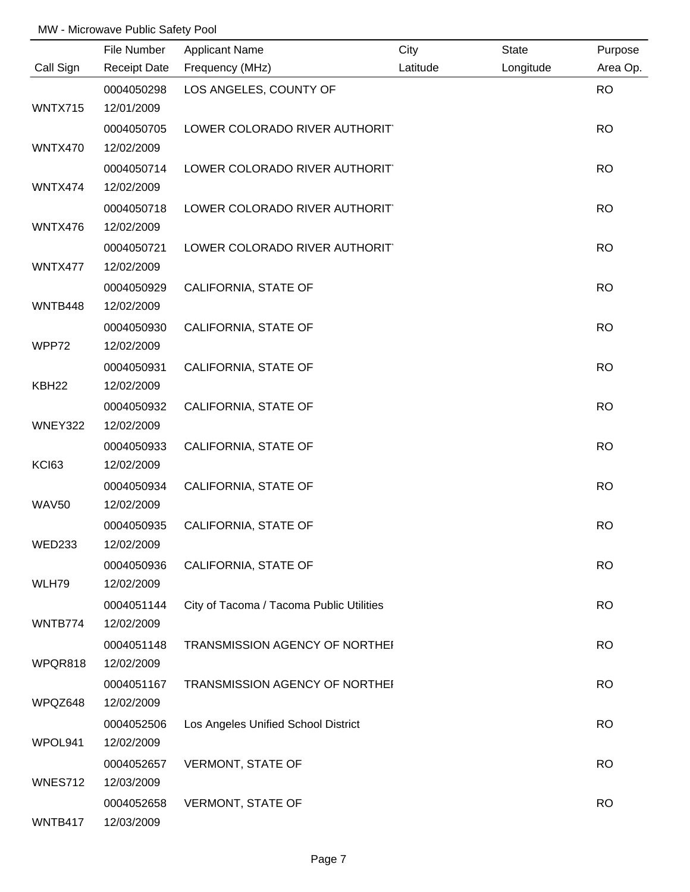MW - Microwave Public Safety Pool

| Call Sign | File Number / Receipt Date | Applicant Name / Frequency (MHz) | City / Latitude | State / Longitude | Purpose / Area Op. |
|---|---|---|---|---|---|
| WNTX715 | 0004050298<br>12/01/2009 | LOS ANGELES, COUNTY OF | | | RO |
| WNTX470 | 0004050705<br>12/02/2009 | LOWER COLORADO RIVER AUTHORIT | | | RO |
| WNTX474 | 0004050714<br>12/02/2009 | LOWER COLORADO RIVER AUTHORIT | | | RO |
| WNTX476 | 0004050718<br>12/02/2009 | LOWER COLORADO RIVER AUTHORIT | | | RO |
| WNTX477 | 0004050721<br>12/02/2009 | LOWER COLORADO RIVER AUTHORIT | | | RO |
| WNTB448 | 0004050929<br>12/02/2009 | CALIFORNIA, STATE OF | | | RO |
| WPP72 | 0004050930<br>12/02/2009 | CALIFORNIA, STATE OF | | | RO |
| KBH22 | 0004050931<br>12/02/2009 | CALIFORNIA, STATE OF | | | RO |
| WNEY322 | 0004050932<br>12/02/2009 | CALIFORNIA, STATE OF | | | RO |
| KCI63 | 0004050933<br>12/02/2009 | CALIFORNIA, STATE OF | | | RO |
| WAV50 | 0004050934<br>12/02/2009 | CALIFORNIA, STATE OF | | | RO |
| WED233 | 0004050935<br>12/02/2009 | CALIFORNIA, STATE OF | | | RO |
| WLH79 | 0004050936<br>12/02/2009 | CALIFORNIA, STATE OF | | | RO |
| WNTB774 | 0004051144<br>12/02/2009 | City of Tacoma / Tacoma Public Utilities | | | RO |
| WPQR818 | 0004051148<br>12/02/2009 | TRANSMISSION AGENCY OF NORTHEI | | | RO |
| WPQZ648 | 0004051167<br>12/02/2009 | TRANSMISSION AGENCY OF NORTHEI | | | RO |
| WPOL941 | 0004052506<br>12/02/2009 | Los Angeles Unified School District | | | RO |
| WNES712 | 0004052657<br>12/03/2009 | VERMONT, STATE OF | | | RO |
| WNTB417 | 0004052658<br>12/03/2009 | VERMONT, STATE OF | | | RO |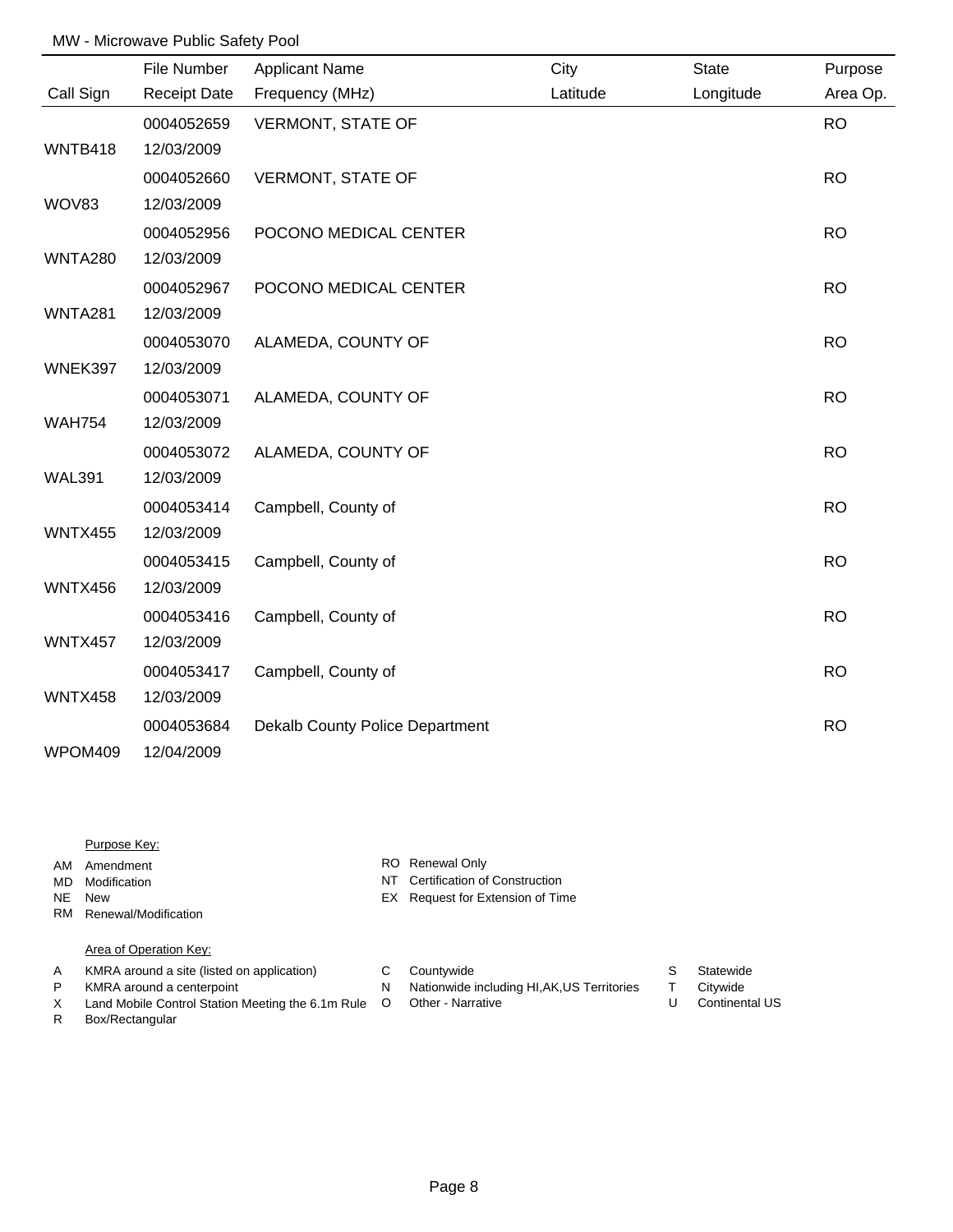MW - Microwave Public Safety Pool

| Call Sign | File Number / Receipt Date | Applicant Name / Frequency (MHz) | City / Latitude | State / Longitude | Purpose / Area Op. |
|---|---|---|---|---|---|
| | 0004052659 | VERMONT, STATE OF | | | RO |
| WNTB418 | 12/03/2009 | | | | |
| | 0004052660 | VERMONT, STATE OF | | | RO |
| WOV83 | 12/03/2009 | | | | |
| | 0004052956 | POCONO MEDICAL CENTER | | | RO |
| WNTA280 | 12/03/2009 | | | | |
| | 0004052967 | POCONO MEDICAL CENTER | | | RO |
| WNTA281 | 12/03/2009 | | | | |
| | 0004053070 | ALAMEDA, COUNTY OF | | | RO |
| WNEK397 | 12/03/2009 | | | | |
| | 0004053071 | ALAMEDA, COUNTY OF | | | RO |
| WAH754 | 12/03/2009 | | | | |
| | 0004053072 | ALAMEDA, COUNTY OF | | | RO |
| WAL391 | 12/03/2009 | | | | |
| | 0004053414 | Campbell, County of | | | RO |
| WNTX455 | 12/03/2009 | | | | |
| | 0004053415 | Campbell, County of | | | RO |
| WNTX456 | 12/03/2009 | | | | |
| | 0004053416 | Campbell, County of | | | RO |
| WNTX457 | 12/03/2009 | | | | |
| | 0004053417 | Campbell, County of | | | RO |
| WNTX458 | 12/03/2009 | | | | |
| | 0004053684 | Dekalb County Police Department | | | RO |
| WPOM409 | 12/04/2009 | | | | |

Purpose Key:

- AM Amendment
- MD Modification
- NE New
- RM Renewal/Modification
- RO Renewal Only
- NT Certification of Construction
- EX Request for Extension of Time

Area of Operation Key:

- A KMRA around a site (listed on application)
- P KMRA around a centerpoint
- X Land Mobile Control Station Meeting the 6.1m Rule
- R Box/Rectangular
- C Countywide
- N Nationwide including HI,AK,US Territories
- O Other - Narrative
- S Statewide
- T Citywide
- U Continental US